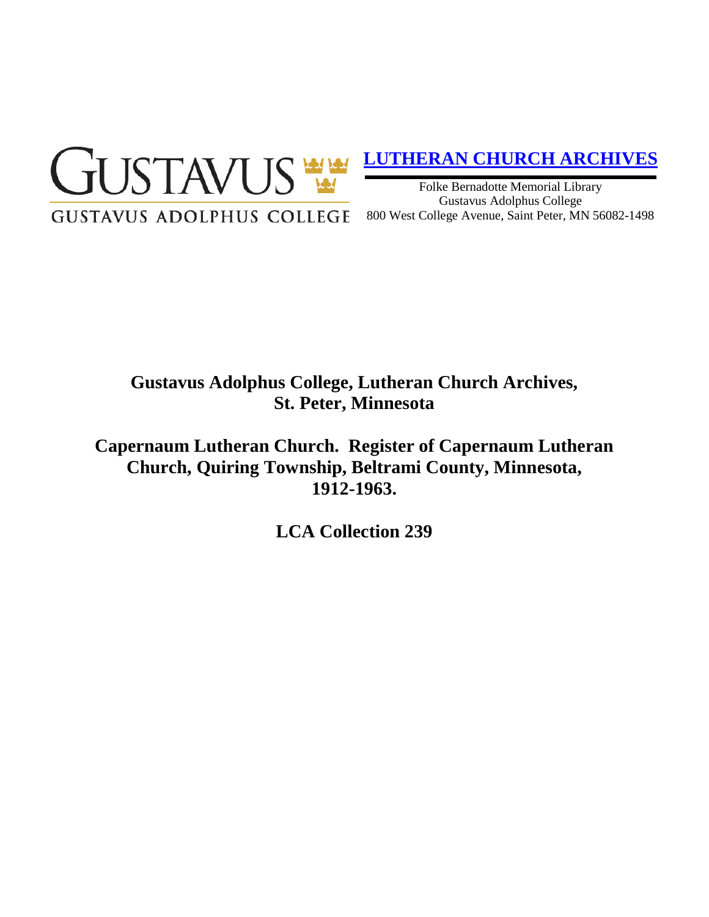GUSTAVUS

GUSTAVUS ADOLPHUS COLLEGE

**LUTHERAN CHURCH ARCHIVES**

Folke Bernadotte Memorial Library
Gustavus Adolphus College
800 West College Avenue, Saint Peter, MN 56082-1498

# Gustavus Adolphus College, Lutheran Church Archives, St. Peter, Minnesota

# Capernaum Lutheran Church. Register of Capernaum Lutheran Church, Quiring Township, Beltrami County, Minnesota, 1912-1963.

## LCA Collection 239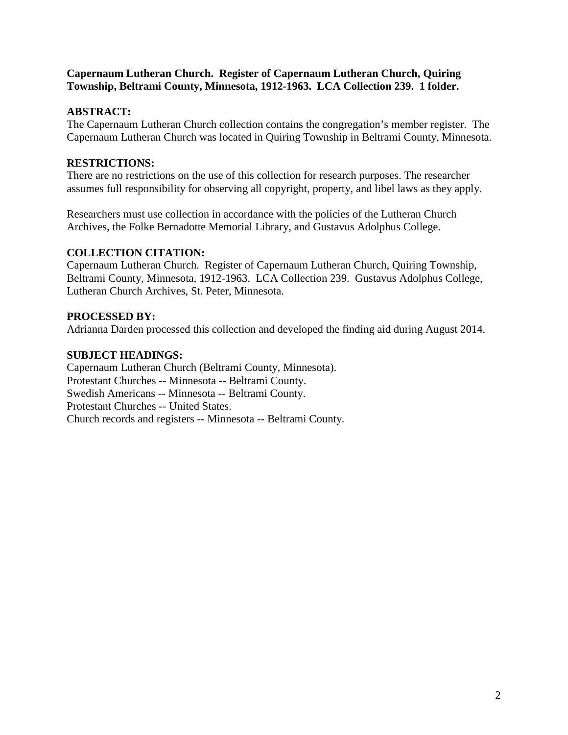**Capernaum Lutheran Church. Register of Capernaum Lutheran Church, Quiring Township, Beltrami County, Minnesota, 1912-1963. LCA Collection 239. 1 folder.**

## ABSTRACT:

The Capernaum Lutheran Church collection contains the congregation's member register. The Capernaum Lutheran Church was located in Quiring Township in Beltrami County, Minnesota.

## RESTRICTIONS:

There are no restrictions on the use of this collection for research purposes. The researcher assumes full responsibility for observing all copyright, property, and libel laws as they apply.

Researchers must use collection in accordance with the policies of the Lutheran Church Archives, the Folke Bernadotte Memorial Library, and Gustavus Adolphus College.

## COLLECTION CITATION:

Capernaum Lutheran Church. Register of Capernaum Lutheran Church, Quiring Township, Beltrami County, Minnesota, 1912-1963. LCA Collection 239. Gustavus Adolphus College, Lutheran Church Archives, St. Peter, Minnesota.

## PROCESSED BY:

Adrianna Darden processed this collection and developed the finding aid during August 2014.

## SUBJECT HEADINGS:

Capernaum Lutheran Church (Beltrami County, Minnesota).
Protestant Churches -- Minnesota -- Beltrami County.
Swedish Americans -- Minnesota -- Beltrami County.
Protestant Churches -- United States.
Church records and registers -- Minnesota -- Beltrami County.